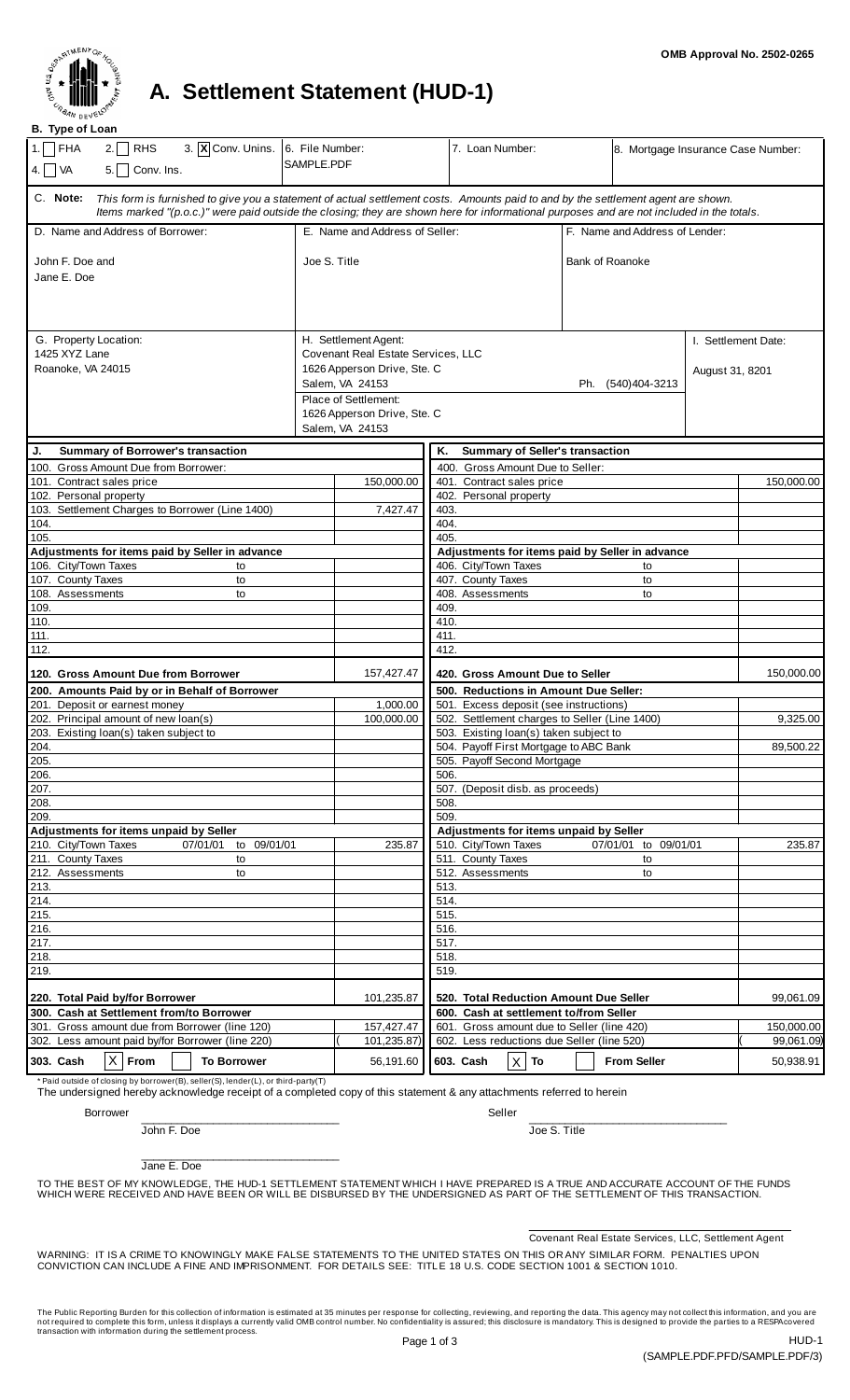OMB Approval No. 2502-0265

# A. Settlement Statement (HUD-1)

**B. Type of Loan**

| 1. ☐ FHA 2. ☐ RHS 3. ☒ Conv. Unins. 4. ☐ VA 5. ☐ Conv. Ins. | 6. File Number: SAMPLE.PDF | 7. Loan Number: | 8. Mortgage Insurance Case Number: |
|---|---|---|---|

**C. Note:** *This form is furnished to give you a statement of actual settlement costs. Amounts paid to and by the settlement agent are shown. Items marked "(p.o.c.)" were paid outside the closing; they are shown here for informational purposes and are not included in the totals.*

| D. Name and Address of Borrower: | E. Name and Address of Seller: | F. Name and Address of Lender: |
|---|---|---|
| John F. Doe and Jane E. Doe | Joe S. Title | Bank of Roanoke |

| G. Property Location: | H. Settlement Agent: | I. Settlement Date: |
|---|---|---|
| 1425 XYZ Lane Roanoke, VA 24015 | Covenant Real Estate Services, LLC 1626 Apperson Drive, Ste. C Salem, VA 24153 Ph. (540)404-3213 Place of Settlement: 1626 Apperson Drive, Ste. C Salem, VA 24153 | August 31, 8201 |

| J. Summary of Borrower's transaction | | K. Summary of Seller's transaction | |
|---|---|---|---|
| **100. Gross Amount Due from Borrower:** | | **400. Gross Amount Due to Seller:** | |
| 101. Contract sales price | 150,000.00 | 401. Contract sales price | 150,000.00 |
| 102. Personal property | | 402. Personal property | |
| 103. Settlement Charges to Borrower (Line 1400) | 7,427.47 | 403. | |
| 104. | | 404. | |
| 105. | | 405. | |
| **Adjustments for items paid by Seller in advance** | | **Adjustments for items paid by Seller in advance** | |
| 106. City/Town Taxes to | | 406. City/Town Taxes to | |
| 107. County Taxes to | | 407. County Taxes to | |
| 108. Assessments to | | 408. Assessments to | |
| 109. | | 409. | |
| 110. | | 410. | |
| 111. | | 411. | |
| 112. | | 412. | |
| **120. Gross Amount Due from Borrower** | 157,427.47 | **420. Gross Amount Due to Seller** | 150,000.00 |
| **200. Amounts Paid by or in Behalf of Borrower** | | **500. Reductions in Amount Due Seller:** | |
| 201. Deposit or earnest money | 1,000.00 | 501. Excess deposit (see instructions) | |
| 202. Principal amount of new loan(s) | 100,000.00 | 502. Settlement charges to Seller (Line 1400) | 9,325.00 |
| 203. Existing loan(s) taken subject to | | 503. Existing loan(s) taken subject to | |
| 204. | | 504. Payoff First Mortgage to ABC Bank | 89,500.22 |
| 205. | | 505. Payoff Second Mortgage | |
| 206. | | 506. | |
| 207. | | 507. (Deposit disb. as proceeds) | |
| 208. | | 508. | |
| 209. | | 509. | |
| **Adjustments for items unpaid by Seller** | | **Adjustments for items unpaid by Seller** | |
| 210. City/Town Taxes 07/01/01 to 09/01/01 | 235.87 | 510. City/Town Taxes 07/01/01 to 09/01/01 | 235.87 |
| 211. County Taxes to | | 511. County Taxes to | |
| 212. Assessments to | | 512. Assessments to | |
| 213. | | 513. | |
| 214. | | 514. | |
| 215. | | 515. | |
| 216. | | 516. | |
| 217. | | 517. | |
| 218. | | 518. | |
| 219. | | 519. | |
| **220. Total Paid by/for Borrower** | 101,235.87 | **520. Total Reduction Amount Due Seller** | 99,061.09 |
| **300. Cash at Settlement from/to Borrower** | | **600. Cash at settlement to/from Seller** | |
| 301. Gross amount due from Borrower (line 120) | 157,427.47 | 601. Gross amount due to Seller (line 420) | 150,000.00 |
| 302. Less amount paid by/for Borrower (line 220) | ( 101,235.87) | 602. Less reductions due Seller (line 520) | ( 99,061.09) |
| **303. Cash ☒ From ☐ To Borrower** | 56,191.60 | **603. Cash ☒ To ☐ From Seller** | 50,938.91 |

\* Paid outside of closing by borrower(B), seller(S), lender(L), or third-party(T)

The undersigned hereby acknowledge receipt of a completed copy of this statement & any attachments referred to herein

Borrower ______________________________ John F. Doe

Seller ______________________________ Joe S. Title

______________________________ Jane E. Doe

TO THE BEST OF MY KNOWLEDGE, THE HUD-1 SETTLEMENT STATEMENT WHICH I HAVE PREPARED IS A TRUE AND ACCURATE ACCOUNT OF THE FUNDS WHICH WERE RECEIVED AND HAVE BEEN OR WILL BE DISBURSED BY THE UNDERSIGNED AS PART OF THE SETTLEMENT OF THIS TRANSACTION.

______________________________
Covenant Real Estate Services, LLC, Settlement Agent

WARNING: IT IS A CRIME TO KNOWINGLY MAKE FALSE STATEMENTS TO THE UNITED STATES ON THIS OR ANY SIMILAR FORM. PENALTIES UPON CONVICTION CAN INCLUDE A FINE AND IMPRISONMENT. FOR DETAILS SEE: TITLE 18 U.S. CODE SECTION 1001 & SECTION 1010.

The Public Reporting Burden for this collection of information is estimated at 35 minutes per response for collecting, reviewing, and reporting the data. This agency may not collect this information, and you are not required to complete this form, unless it displays a currently valid OMB control number. No confidentiality is assured; this disclosure is mandatory. This is designed to provide the parties to a RESPA covered transaction with information during the settlement process.

HUD-1
(SAMPLE.PDF.PFD/SAMPLE.PDF/3)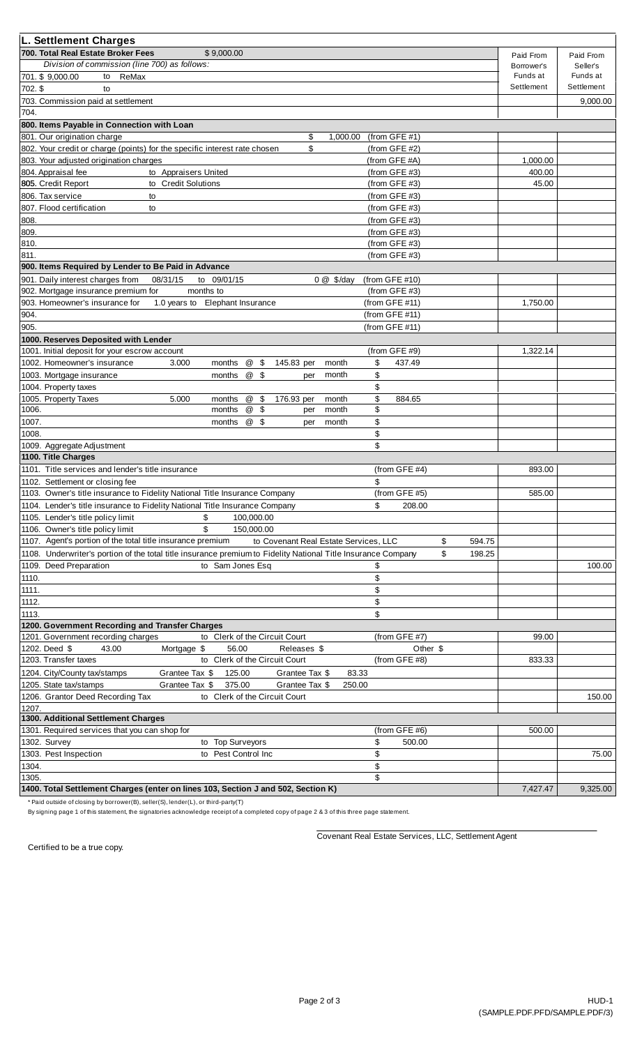## L. Settlement Charges

| | Paid From Borrower's Funds at Settlement | Paid From Seller's Funds at Settlement |
|---|---|---|
| **700. Total Real Estate Broker Fees** $ 9,000.00 | | |
| *Division of commission (line 700) as follows:* | | |
| 701. $ 9,000.00 to ReMax | | |
| 702. $ to | | |
| 703. Commission paid at settlement | | 9,000.00 |
| 704. | | |
| **800. Items Payable in Connection with Loan** | | |
| 801. Our origination charge $ 1,000.00 (from GFE #1) | | |
| 802. Your credit or charge (points) for the specific interest rate chosen $ (from GFE #2) | | |
| 803. Your adjusted origination charges (from GFE #A) | 1,000.00 | |
| 804. Appraisal fee to Appraisers United (from GFE #3) | 400.00 | |
| **805.** Credit Report to Credit Solutions (from GFE #3) | 45.00 | |
| 806. Tax service to (from GFE #3) | | |
| 807. Flood certification to (from GFE #3) | | |
| 808. (from GFE #3) | | |
| 809. (from GFE #3) | | |
| 810. (from GFE #3) | | |
| 811. (from GFE #3) | | |
| **900. Items Required by Lender to Be Paid in Advance** | | |
| 901. Daily interest charges from 08/31/15 to 09/01/15 0 @ $/day (from GFE #10) | | |
| 902. Mortgage insurance premium for months to (from GFE #3) | | |
| 903. Homeowner's insurance for 1.0 years to Elephant Insurance (from GFE #11) | 1,750.00 | |
| 904. (from GFE #11) | | |
| 905. (from GFE #11) | | |
| **1000. Reserves Deposited with Lender** | | |
| 1001. Initial deposit for your escrow account (from GFE #9) | 1,322.14 | |
| 1002. Homeowner's insurance 3.000 months @ $ 145.83 per month $ 437.49 | | |
| 1003. Mortgage insurance months @ $ per month $ | | |
| 1004. Property taxes $ | | |
| 1005. Property Taxes 5.000 months @ $ 176.93 per month $ 884.65 | | |
| 1006. months @ $ per month $ | | |
| 1007. months @ $ per month $ | | |
| 1008. $ | | |
| 1009. Aggregate Adjustment $ | | |
| **1100. Title Charges** | | |
| 1101. Title services and lender's title insurance (from GFE #4) | 893.00 | |
| 1102. Settlement or closing fee $ | | |
| 1103. Owner's title insurance to Fidelity National Title Insurance Company (from GFE #5) | 585.00 | |
| 1104. Lender's title insurance to Fidelity National Title Insurance Company $ 208.00 | | |
| 1105. Lender's title policy limit $ 100,000.00 | | |
| 1106. Owner's title policy limit $ 150,000.00 | | |
| 1107. Agent's portion of the total title insurance premium to Covenant Real Estate Services, LLC $ 594.75 | | |
| 1108. Underwriter's portion of the total title insurance premium to Fidelity National Title Insurance Company $ 198.25 | | |
| 1109. Deed Preparation to Sam Jones Esq $ | | 100.00 |
| 1110. $ | | |
| 1111. $ | | |
| 1112. $ | | |
| 1113. $ | | |
| **1200. Government Recording and Transfer Charges** | | |
| 1201. Government recording charges to Clerk of the Circuit Court (from GFE #7) | 99.00 | |
| 1202. Deed $ 43.00 Mortgage $ 56.00 Releases $ Other $ | | |
| 1203. Transfer taxes to Clerk of the Circuit Court (from GFE #8) | 833.33 | |
| 1204. City/County tax/stamps Grantee Tax $ 125.00 Grantee Tax $ 83.33 | | |
| 1205. State tax/stamps Grantee Tax $ 375.00 Grantee Tax $ 250.00 | | |
| 1206. Grantor Deed Recording Tax to Clerk of the Circuit Court | | 150.00 |
| 1207. | | |
| **1300. Additional Settlement Charges** | | |
| 1301. Required services that you can shop for (from GFE #6) | 500.00 | |
| 1302. Survey to Top Surveyors $ 500.00 | | |
| 1303. Pest Inspection to Pest Control Inc $ | | 75.00 |
| 1304. $ | | |
| 1305. $ | | |
| **1400. Total Settlement Charges (enter on lines 103, Section J and 502, Section K)** | 7,427.47 | 9,325.00 |

\* Paid outside of closing by borrower(B), seller(S), lender(L), or third-party(T)

By signing page 1 of this statement, the signatories acknowledge receipt of a completed copy of page 2 & 3 of this three page statement.

Covenant Real Estate Services, LLC, Settlement Agent

Certified to be a true copy.

HUD-1
(SAMPLE.PDF.PFD/SAMPLE.PDF/3)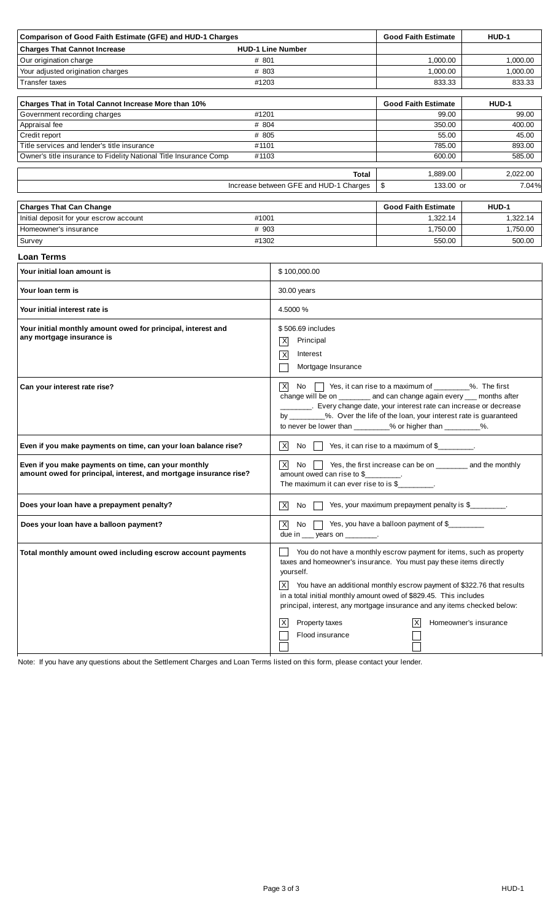| Comparison of Good Faith Estimate (GFE) and HUD-1 Charges | | Good Faith Estimate | HUD-1 |
|---|---|---|---|
| **Charges That Cannot Increase** | **HUD-1 Line Number** | | |
| Our origination charge | # 801 | 1,000.00 | 1,000.00 |
| Your adjusted origination charges | # 803 | 1,000.00 | 1,000.00 |
| Transfer taxes | #1203 | 833.33 | 833.33 |

| Charges That in Total Cannot Increase More than 10% | | Good Faith Estimate | HUD-1 |
|---|---|---|---|
| Government recording charges | #1201 | 99.00 | 99.00 |
| Appraisal fee | # 804 | 350.00 | 400.00 |
| Credit report | # 805 | 55.00 | 45.00 |
| Title services and lender's title insurance | #1101 | 785.00 | 893.00 |
| Owner's title insurance to Fidelity National Title Insurance Comp | #1103 | 600.00 | 585.00 |
| | **Total** | 1,889.00 | 2,022.00 |
| | Increase between GFE and HUD-1 Charges | $ 133.00 or | 7.04% |

| Charges That Can Change | | Good Faith Estimate | HUD-1 |
|---|---|---|---|
| Initial deposit for your escrow account | #1001 | 1,322.14 | 1,322.14 |
| Homeowner's insurance | # 903 | 1,750.00 | 1,750.00 |
| Survey | #1302 | 550.00 | 500.00 |

## Loan Terms

| | |
|---|---|
| **Your initial loan amount is** | $ 100,000.00 |
| **Your loan term is** | 30.00 years |
| **Your initial interest rate is** | 4.5000 % |
| **Your initial monthly amount owed for principal, interest and any mortgage insurance is** | $ 506.69 includes<br>[X] Principal<br>[X] Interest<br>[ ] Mortgage Insurance |
| **Can your interest rate rise?** | [X] No [ ] Yes, it can rise to a maximum of ________%. The first change will be on ________ and can change again every ___ months after ________. Every change date, your interest rate can increase or decrease by ________%. Over the life of the loan, your interest rate is guaranteed to never be lower than ________% or higher than ________%. |
| **Even if you make payments on time, can your loan balance rise?** | [X] No [ ] Yes, it can rise to a maximum of $________. |
| **Even if you make payments on time, can your monthly amount owed for principal, interest, and mortgage insurance rise?** | [X] No [ ] Yes, the first increase can be on ________ and the monthly amount owed can rise to $________.<br>The maximum it can ever rise to is $________. |
| **Does your loan have a prepayment penalty?** | [X] No [ ] Yes, your maximum prepayment penalty is $________. |
| **Does your loan have a balloon payment?** | [X] No [ ] Yes, you have a balloon payment of $________ due in ___ years on ________. |
| **Total monthly amount owed including escrow account payments** | [ ] You do not have a monthly escrow payment for items, such as property taxes and homeowner's insurance. You must pay these items directly yourself.<br>[X] You have an additional monthly escrow payment of $322.76 that results in a total initial monthly amount owed of $829.45. This includes principal, interest, any mortgage insurance and any items checked below:<br>[X] Property taxes [X] Homeowner's insurance<br>[ ] Flood insurance [ ]<br>[ ] [ ] |

Note: If you have any questions about the Settlement Charges and Loan Terms listed on this form, please contact your lender.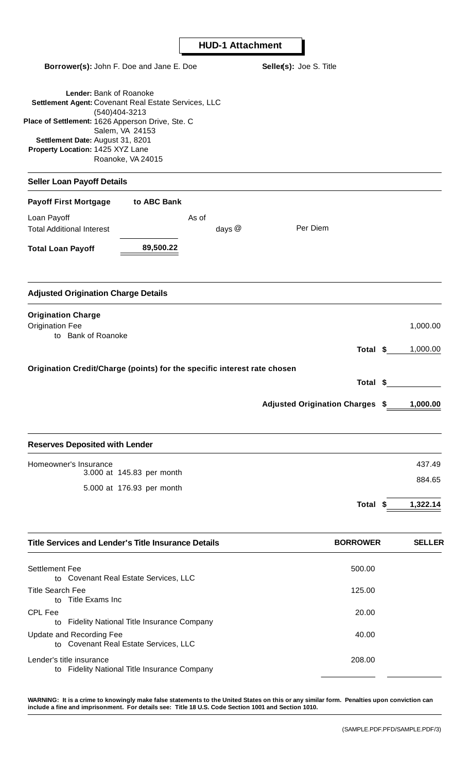# HUD-1 Attachment

**Borrower(s):** John F. Doe and Jane E. Doe  **Seller(s):** Joe S. Title

**Lender:** Bank of Roanoke
**Settlement Agent:** Covenant Real Estate Services, LLC
(540)404-3213
**Place of Settlement:** 1626 Apperson Drive, Ste. C
Salem, VA 24153
**Settlement Date:** August 31, 8201
**Property Location:** 1425 XYZ Lane
Roanoke, VA 24015

## Seller Loan Payoff Details

**Payoff First Mortgage** **to ABC Bank**

Loan Payoff  As of
Total Additional Interest  days @  Per Diem

**Total Loan Payoff** **89,500.22**

## Adjusted Origination Charge Details

**Origination Charge**

| | |
|---|---|
| Origination Fee<br>to Bank of Roanoke | 1,000.00 |
| **Total $** | 1,000.00 |

**Origination Credit/Charge (points) for the specific interest rate chosen**

| | |
|---|---|
| **Total $** | |
| **Adjusted Origination Charges $** | **1,000.00** |

## Reserves Deposited with Lender

| | |
|---|---|
| Homeowner's Insurance<br>3.000 at 145.83 per month | 437.49 |
| 5.000 at 176.93 per month | 884.65 |
| **Total $** | **1,322.14** |

## Title Services and Lender's Title Insurance Details

| Title Services and Lender's Title Insurance Details | BORROWER | SELLER |
|---|---|---|
| Settlement Fee<br>to Covenant Real Estate Services, LLC | 500.00 | |
| Title Search Fee<br>to Title Exams Inc | 125.00 | |
| CPL Fee<br>to Fidelity National Title Insurance Company | 20.00 | |
| Update and Recording Fee<br>to Covenant Real Estate Services, LLC | 40.00 | |
| Lender's title insurance<br>to Fidelity National Title Insurance Company | 208.00 | |

**WARNING: It is a crime to knowingly make false statements to the United States on this or any similar form. Penalties upon conviction can include a fine and imprisonment. For details see: Title 18 U.S. Code Section 1001 and Section 1010.**

(SAMPLE.PDF.PFD/SAMPLE.PDF/3)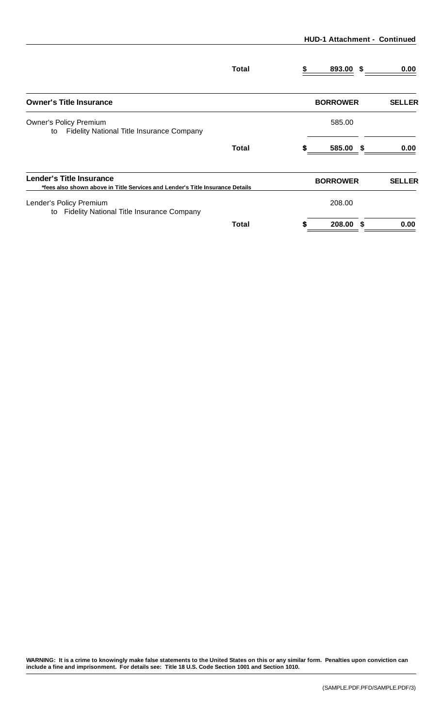**HUD-1 Attachment - Continued**

| | | BORROWER | SELLER |
|---|---|---|---|
| | **Total** | **$ 893.00** | **$ 0.00** |

| **Owner's Title Insurance** | | **BORROWER** | **SELLER** |
|---|---|---|---|
| Owner's Policy Premium<br>to Fidelity National Title Insurance Company | | 585.00 | |
| | **Total** | **$ 585.00** | **$ 0.00** |

| **Lender's Title Insurance**<br>***fees also shown above in Title Services and Lender's Title Insurance Details** | | **BORROWER** | **SELLER** |
|---|---|---|---|
| Lender's Policy Premium<br>to Fidelity National Title Insurance Company | | 208.00 | |
| | **Total** | **$ 208.00** | **$ 0.00** |

**WARNING: It is a crime to knowingly make false statements to the United States on this or any similar form. Penalties upon conviction can include a fine and imprisonment. For details see: Title 18 U.S. Code Section 1001 and Section 1010.**

(SAMPLE.PDF.PFD/SAMPLE.PDF/3)